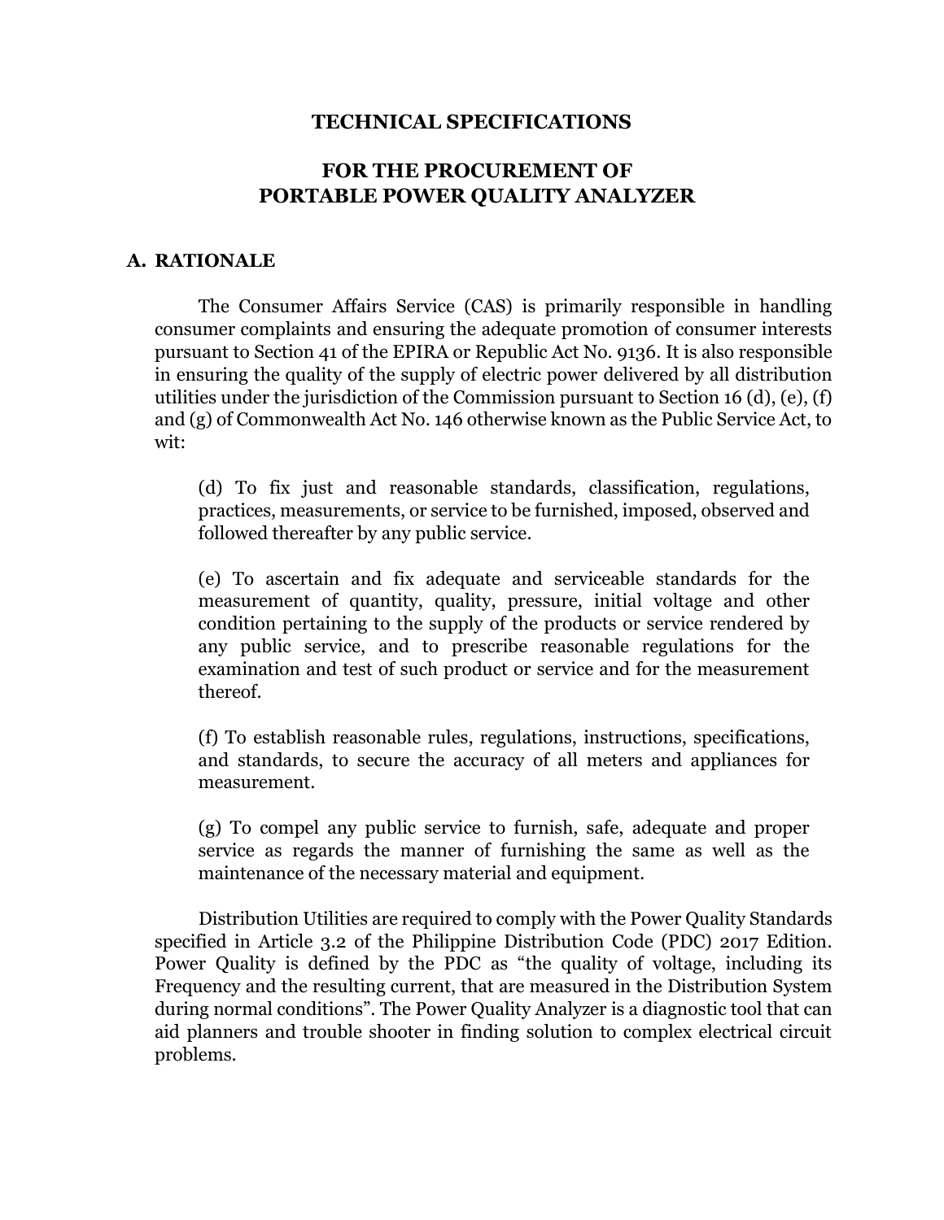# TECHNICAL SPECIFICATIONS

# FOR THE PROCUREMENT OF PORTABLE POWER QUALITY ANALYZER

## A. RATIONALE

The Consumer Affairs Service (CAS) is primarily responsible in handling consumer complaints and ensuring the adequate promotion of consumer interests pursuant to Section 41 of the EPIRA or Republic Act No. 9136. It is also responsible in ensuring the quality of the supply of electric power delivered by all distribution utilities under the jurisdiction of the Commission pursuant to Section 16 (d), (e), (f) and (g) of Commonwealth Act No. 146 otherwise known as the Public Service Act, to wit:

> (d) To fix just and reasonable standards, classification, regulations, practices, measurements, or service to be furnished, imposed, observed and followed thereafter by any public service.
>
> (e) To ascertain and fix adequate and serviceable standards for the measurement of quantity, quality, pressure, initial voltage and other condition pertaining to the supply of the products or service rendered by any public service, and to prescribe reasonable regulations for the examination and test of such product or service and for the measurement thereof.
>
> (f) To establish reasonable rules, regulations, instructions, specifications, and standards, to secure the accuracy of all meters and appliances for measurement.
>
> (g) To compel any public service to furnish, safe, adequate and proper service as regards the manner of furnishing the same as well as the maintenance of the necessary material and equipment.

Distribution Utilities are required to comply with the Power Quality Standards specified in Article 3.2 of the Philippine Distribution Code (PDC) 2017 Edition. Power Quality is defined by the PDC as "the quality of voltage, including its Frequency and the resulting current, that are measured in the Distribution System during normal conditions". The Power Quality Analyzer is a diagnostic tool that can aid planners and trouble shooter in finding solution to complex electrical circuit problems.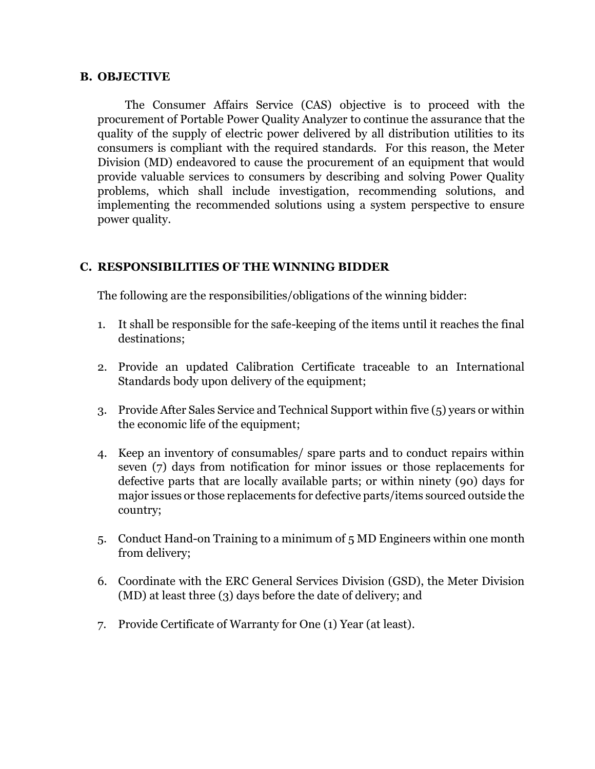## B. OBJECTIVE

The Consumer Affairs Service (CAS) objective is to proceed with the procurement of Portable Power Quality Analyzer to continue the assurance that the quality of the supply of electric power delivered by all distribution utilities to its consumers is compliant with the required standards. For this reason, the Meter Division (MD) endeavored to cause the procurement of an equipment that would provide valuable services to consumers by describing and solving Power Quality problems, which shall include investigation, recommending solutions, and implementing the recommended solutions using a system perspective to ensure power quality.

## C. RESPONSIBILITIES OF THE WINNING BIDDER

The following are the responsibilities/obligations of the winning bidder:

1. It shall be responsible for the safe-keeping of the items until it reaches the final destinations;
2. Provide an updated Calibration Certificate traceable to an International Standards body upon delivery of the equipment;
3. Provide After Sales Service and Technical Support within five (5) years or within the economic life of the equipment;
4. Keep an inventory of consumables/ spare parts and to conduct repairs within seven (7) days from notification for minor issues or those replacements for defective parts that are locally available parts; or within ninety (90) days for major issues or those replacements for defective parts/items sourced outside the country;
5. Conduct Hand-on Training to a minimum of 5 MD Engineers within one month from delivery;
6. Coordinate with the ERC General Services Division (GSD), the Meter Division (MD) at least three (3) days before the date of delivery; and
7. Provide Certificate of Warranty for One (1) Year (at least).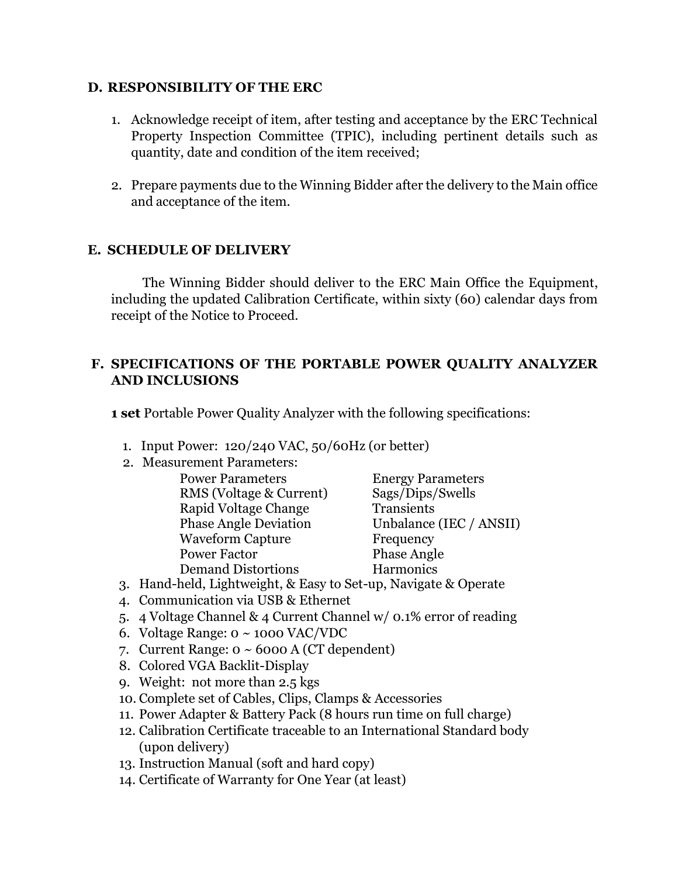## D. RESPONSIBILITY OF THE ERC

1. Acknowledge receipt of item, after testing and acceptance by the ERC Technical Property Inspection Committee (TPIC), including pertinent details such as quantity, date and condition of the item received;

2. Prepare payments due to the Winning Bidder after the delivery to the Main office and acceptance of the item.

## E. SCHEDULE OF DELIVERY

The Winning Bidder should deliver to the ERC Main Office the Equipment, including the updated Calibration Certificate, within sixty (60) calendar days from receipt of the Notice to Proceed.

## F. SPECIFICATIONS OF THE PORTABLE POWER QUALITY ANALYZER AND INCLUSIONS

**1 set** Portable Power Quality Analyzer with the following specifications:

1. Input Power: 120/240 VAC, 50/60Hz (or better)
2. Measurement Parameters:

| | |
|---|---|
| Power Parameters | Energy Parameters |
| RMS (Voltage & Current) | Sags/Dips/Swells |
| Rapid Voltage Change | Transients |
| Phase Angle Deviation | Unbalance (IEC / ANSII) |
| Waveform Capture | Frequency |
| Power Factor | Phase Angle |
| Demand Distortions | Harmonics |

3. Hand-held, Lightweight, & Easy to Set-up, Navigate & Operate
4. Communication via USB & Ethernet
5. 4 Voltage Channel & 4 Current Channel w/ 0.1% error of reading
6. Voltage Range: 0 ~ 1000 VAC/VDC
7. Current Range: 0 ~ 6000 A (CT dependent)
8. Colored VGA Backlit-Display
9. Weight: not more than 2.5 kgs
10. Complete set of Cables, Clips, Clamps & Accessories
11. Power Adapter & Battery Pack (8 hours run time on full charge)
12. Calibration Certificate traceable to an International Standard body (upon delivery)
13. Instruction Manual (soft and hard copy)
14. Certificate of Warranty for One Year (at least)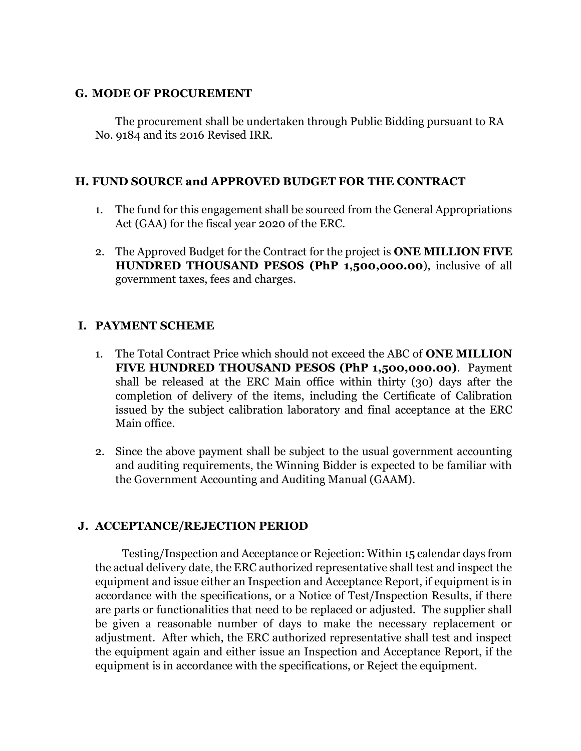## G. MODE OF PROCUREMENT

The procurement shall be undertaken through Public Bidding pursuant to RA No. 9184 and its 2016 Revised IRR.

## H. FUND SOURCE and APPROVED BUDGET FOR THE CONTRACT

1. The fund for this engagement shall be sourced from the General Appropriations Act (GAA) for the fiscal year 2020 of the ERC.

2. The Approved Budget for the Contract for the project is **ONE MILLION FIVE HUNDRED THOUSAND PESOS (PhP 1,500,000.00**), inclusive of all government taxes, fees and charges.

## I. PAYMENT SCHEME

1. The Total Contract Price which should not exceed the ABC of **ONE MILLION FIVE HUNDRED THOUSAND PESOS (PhP 1,500,000.00)**. Payment shall be released at the ERC Main office within thirty (30) days after the completion of delivery of the items, including the Certificate of Calibration issued by the subject calibration laboratory and final acceptance at the ERC Main office.

2. Since the above payment shall be subject to the usual government accounting and auditing requirements, the Winning Bidder is expected to be familiar with the Government Accounting and Auditing Manual (GAAM).

## J. ACCEPTANCE/REJECTION PERIOD

Testing/Inspection and Acceptance or Rejection: Within 15 calendar days from the actual delivery date, the ERC authorized representative shall test and inspect the equipment and issue either an Inspection and Acceptance Report, if equipment is in accordance with the specifications, or a Notice of Test/Inspection Results, if there are parts or functionalities that need to be replaced or adjusted. The supplier shall be given a reasonable number of days to make the necessary replacement or adjustment. After which, the ERC authorized representative shall test and inspect the equipment again and either issue an Inspection and Acceptance Report, if the equipment is in accordance with the specifications, or Reject the equipment.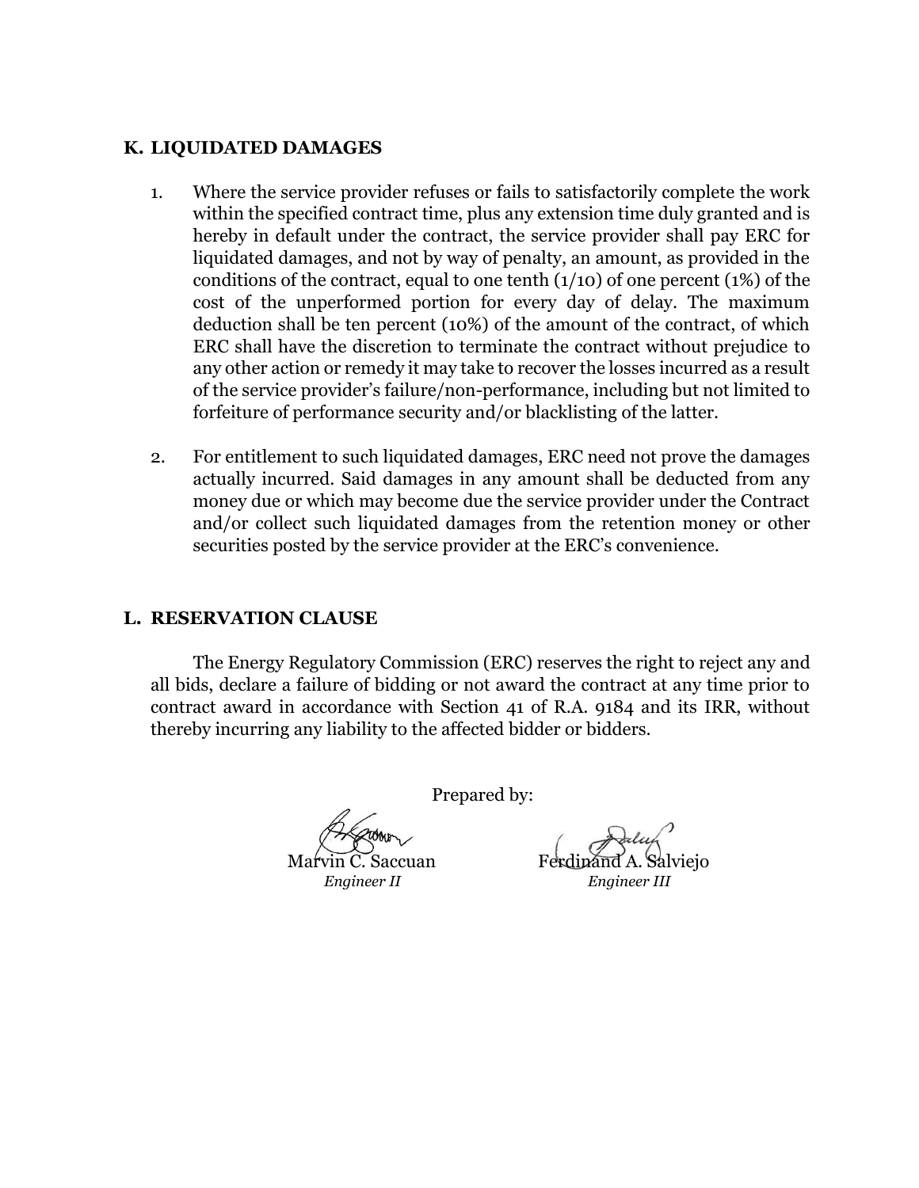## K. LIQUIDATED DAMAGES

1. Where the service provider refuses or fails to satisfactorily complete the work within the specified contract time, plus any extension time duly granted and is hereby in default under the contract, the service provider shall pay ERC for liquidated damages, and not by way of penalty, an amount, as provided in the conditions of the contract, equal to one tenth (1/10) of one percent (1%) of the cost of the unperformed portion for every day of delay. The maximum deduction shall be ten percent (10%) of the amount of the contract, of which ERC shall have the discretion to terminate the contract without prejudice to any other action or remedy it may take to recover the losses incurred as a result of the service provider's failure/non-performance, including but not limited to forfeiture of performance security and/or blacklisting of the latter.

2. For entitlement to such liquidated damages, ERC need not prove the damages actually incurred. Said damages in any amount shall be deducted from any money due or which may become due the service provider under the Contract and/or collect such liquidated damages from the retention money or other securities posted by the service provider at the ERC's convenience.

## L. RESERVATION CLAUSE

The Energy Regulatory Commission (ERC) reserves the right to reject any and all bids, declare a failure of bidding or not award the contract at any time prior to contract award in accordance with Section 41 of R.A. 9184 and its IRR, without thereby incurring any liability to the affected bidder or bidders.

Prepared by:

Marvin C. Saccuan
*Engineer II*

Ferdinand A. Salviejo
*Engineer III*